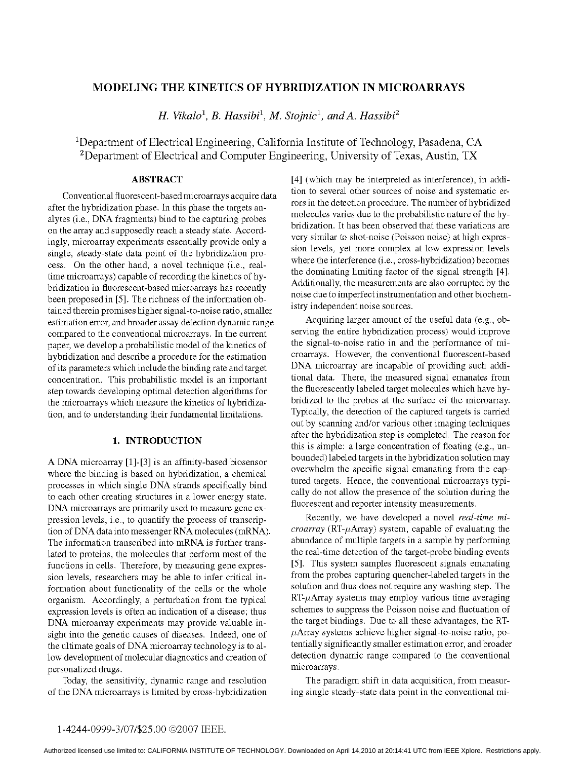# MODELING THE KINETICS OF HYBRIDIZATION IN MICROARRAYS

*H. Vikalo*[1], *B. Hassibi*[1], *M. Stojnic*[1], *and A. Hassibi*[2]

[1]Department of Electrical Engineering, California Institute of Technology, Pasadena, CA
[2]Department of Electrical and Computer Engineering, University of Texas, Austin, TX

## ABSTRACT

Conventional fluorescent-based microarrays acquire data after the hybridization phase. In this phase the targets analytes (i.e., DNA fragments) bind to the capturing probes on the array and supposedly reach a steady state. Accordingly, microarray experiments essentially provide only a single, steady-state data point of the hybridization process. On the other hand, a novel technique (i.e., real-time microarrays) capable of recording the kinetics of hybridization in fluorescent-based microarrays has recently been proposed in [5]. The richness of the information obtained therein promises higher signal-to-noise ratio, smaller estimation error, and broader assay detection dynamic range compared to the conventional microarrays. In the current paper, we develop a probabilistic model of the kinetics of hybridization and describe a procedure for the estimation of its parameters which include the binding rate and target concentration. This probabilistic model is an important step towards developing optimal detection algorithms for the microarrays which measure the kinetics of hybridization, and to understanding their fundamental limitations.

## 1. INTRODUCTION

A DNA microarray [1]-[3] is an affinity-based biosensor where the binding is based on hybridization, a chemical processes in which single DNA strands specifically bind to each other creating structures in a lower energy state. DNA microarrays are primarily used to measure gene expression levels, i.e., to quantify the process of transcription of DNA data into messenger RNA molecules (mRNA). The information transcribed into mRNA is further translated to proteins, the molecules that perform most of the functions in cells. Therefore, by measuring gene expression levels, researchers may be able to infer critical information about functionality of the cells or the whole organism. Accordingly, a perturbation from the typical expression levels is often an indication of a disease; thus DNA microarray experiments may provide valuable insight into the genetic causes of diseases. Indeed, one of the ultimate goals of DNA microarray technology is to allow development of molecular diagnostics and creation of personalized drugs.

Today, the sensitivity, dynamic range and resolution of the DNA microarrays is limited by cross-hybridization [4] (which may be interpreted as interference), in addition to several other sources of noise and systematic errors in the detection procedure. The number of hybridized molecules varies due to the probabilistic nature of the hybridization. It has been observed that these variations are very similar to shot-noise (Poisson noise) at high expression levels, yet more complex at low expression levels where the interference (i.e., cross-hybridization) becomes the dominating limiting factor of the signal strength [4]. Additionally, the measurements are also corrupted by the noise due to imperfect instrumentation and other biochemistry independent noise sources.

Acquiring larger amount of the useful data (e.g., observing the entire hybridization process) would improve the signal-to-noise ratio in and the performance of microarrays. However, the conventional fluorescent-based DNA microarray are incapable of providing such additional data. There, the measured signal emanates from the fluorescently labeled target molecules which have hybridized to the probes at the surface of the microarray. Typically, the detection of the captured targets is carried out by scanning and/or various other imaging techniques after the hybridization step is completed. The reason for this is simple: a large concentration of floating (e.g., unbounded) labeled targets in the hybridization solution may overwhelm the specific signal emanating from the captured targets. Hence, the conventional microarrays typically do not allow the presence of the solution during the fluorescent and reporter intensity measurements.

Recently, we have developed a novel *real-time microarray* (RT-$\mu$Array) system, capable of evaluating the abundance of multiple targets in a sample by performing the real-time detection of the target-probe binding events [5]. This system samples fluorescent signals emanating from the probes capturing quencher-labeled targets in the solution and thus does not require any washing step. The RT-$\mu$Array systems may employ various time averaging schemes to suppress the Poisson noise and fluctuation of the target bindings. Due to all these advantages, the RT-$\mu$Array systems achieve higher signal-to-noise ratio, potentially significantly smaller estimation error, and broader detection dynamic range compared to the conventional microarrays.

The paradigm shift in data acquisition, from measuring single steady-state data point in the conventional mi-

1-4244-0999-3/07/$25.00 ©2007 IEEE.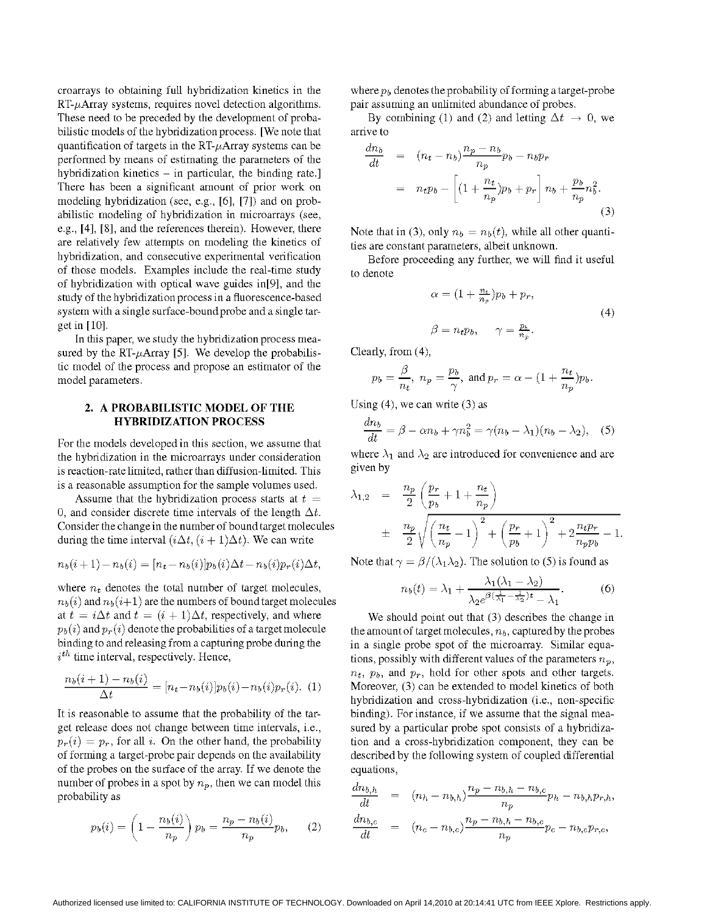croarrays to obtaining full hybridization kinetics in the RT-$\mu$Array systems, requires novel detection algorithms. These need to be preceded by the development of probabilistic models of the hybridization process. [We note that quantification of targets in the RT-$\mu$Array systems can be performed by means of estimating the parameters of the hybridization kinetics – in particular, the binding rate.] There has been a significant amount of prior work on modeling hybridization (see, e.g., [6], [7]) and on probabilistic modeling of hybridization in microarrays (see, e.g., [4], [8], and the references therein). However, there are relatively few attempts on modeling the kinetics of hybridization, and consecutive experimental verification of those models. Examples include the real-time study of hybridization with optical wave guides in[9], and the study of the hybridization process in a fluorescence-based system with a single surface-bound probe and a single target in [10].

In this paper, we study the hybridization process measured by the RT-$\mu$Array [5]. We develop the probabilistic model of the process and propose an estimator of the model parameters.

## 2. A PROBABILISTIC MODEL OF THE HYBRIDIZATION PROCESS

For the models developed in this section, we assume that the hybridization in the microarrays under consideration is reaction-rate limited, rather than diffusion-limited. This is a reasonable assumption for the sample volumes used.

Assume that the hybridization process starts at $t = 0$, and consider discrete time intervals of the length $\Delta t$. Consider the change in the number of bound target molecules during the time interval $(i\Delta t, (i+1)\Delta t)$. We can write

$$n_b(i+1) - n_b(i) = [n_t - n_b(i)]p_b(i)\Delta t - n_b(i)p_r(i)\Delta t,$$

where $n_t$ denotes the total number of target molecules, $n_b(i)$ and $n_b(i+1)$ are the numbers of bound target molecules at $t = i\Delta t$ and $t = (i+1)\Delta t$, respectively, and where $p_b(i)$ and $p_r(i)$ denote the probabilities of a target molecule binding to and releasing from a capturing probe during the $i^{th}$ time interval, respectively. Hence,

$$\frac{n_b(i+1) - n_b(i)}{\Delta t} = [n_t - n_b(i)]p_b(i) - n_b(i)p_r(i). \quad (1)$$

It is reasonable to assume that the probability of the target release does not change between time intervals, i.e., $p_r(i) = p_r$, for all $i$. On the other hand, the probability of forming a target-probe pair depends on the availability of the probes on the surface of the array. If we denote the number of probes in a spot by $n_p$, then we can model this probability as

$$p_b(i) = \left(1 - \frac{n_b(i)}{n_p}\right)p_b = \frac{n_p - n_b(i)}{n_p}p_b, \quad (2)$$

where $p_b$ denotes the probability of forming a target-probe pair assuming an unlimited abundance of probes.

By combining (1) and (2) and letting $\Delta t \rightarrow 0$, we arrive to

$$\begin{aligned} \frac{dn_b}{dt} &= (n_t - n_b)\frac{n_p - n_b}{n_p}p_b - n_b p_r \\ &= n_t p_b - \left[(1 + \frac{n_t}{n_p})p_b + p_r\right] n_b + \frac{p_b}{n_p}n_b^2. \end{aligned} \quad (3)$$

Note that in (3), only $n_b = n_b(t)$, while all other quantities are constant parameters, albeit unknown.

Before proceeding any further, we will find it useful to denote

$$\begin{aligned} \alpha &= (1 + \tfrac{n_t}{n_p})p_b + p_r, \\ \beta &= n_t p_b, \quad \gamma = \tfrac{p_b}{n_p}. \end{aligned} \quad (4)$$

Clearly, from (4),

$$p_b = \frac{\beta}{n_t}, \; n_p = \frac{p_b}{\gamma}, \; \text{and} \; p_r = \alpha - (1 + \frac{n_t}{n_p})p_b.$$

Using (4), we can write (3) as

$$\frac{dn_b}{dt} = \beta - \alpha n_b + \gamma n_b^2 = \gamma(n_b - \lambda_1)(n_b - \lambda_2), \quad (5)$$

where $\lambda_1$ and $\lambda_2$ are introduced for convenience and are given by

$$\begin{aligned} \lambda_{1,2} &= \frac{n_p}{2}\left(\frac{p_r}{p_b} + 1 + \frac{n_t}{n_p}\right) \\ &\pm \frac{n_p}{2}\sqrt{\left(\frac{n_t}{n_p} - 1\right)^2 + \left(\frac{p_r}{p_b} + 1\right)^2 + 2\frac{n_t p_r}{n_p p_b} - 1}. \end{aligned}$$

Note that $\gamma = \beta/(\lambda_1\lambda_2)$. The solution to (5) is found as

$$n_b(t) = \lambda_1 + \frac{\lambda_1(\lambda_1 - \lambda_2)}{\lambda_2 e^{\beta(\frac{1}{\lambda_1} - \frac{1}{\lambda_2})t} - \lambda_1}. \quad (6)$$

We should point out that (3) describes the change in the amount of target molecules, $n_b$, captured by the probes in a single probe spot of the microarray. Similar equations, possibly with different values of the parameters $n_p$, $n_t$, $p_b$, and $p_r$, hold for other spots and other targets. Moreover, (3) can be extended to model kinetics of both hybridization and cross-hybridization (i.e., non-specific binding). For instance, if we assume that the signal measured by a particular probe spot consists of a hybridization and a cross-hybridization component, they can be described by the following system of coupled differential equations,

$$\begin{aligned} \frac{dn_{b,h}}{dt} &= (n_h - n_{b,h})\frac{n_p - n_{b,h} - n_{b,c}}{n_p}p_h - n_{b,h}p_{r,h}, \\ \frac{dn_{b,c}}{dt} &= (n_c - n_{b,c})\frac{n_p - n_{b,h} - n_{b,c}}{n_p}p_c - n_{b,c}p_{r,c}, \end{aligned}$$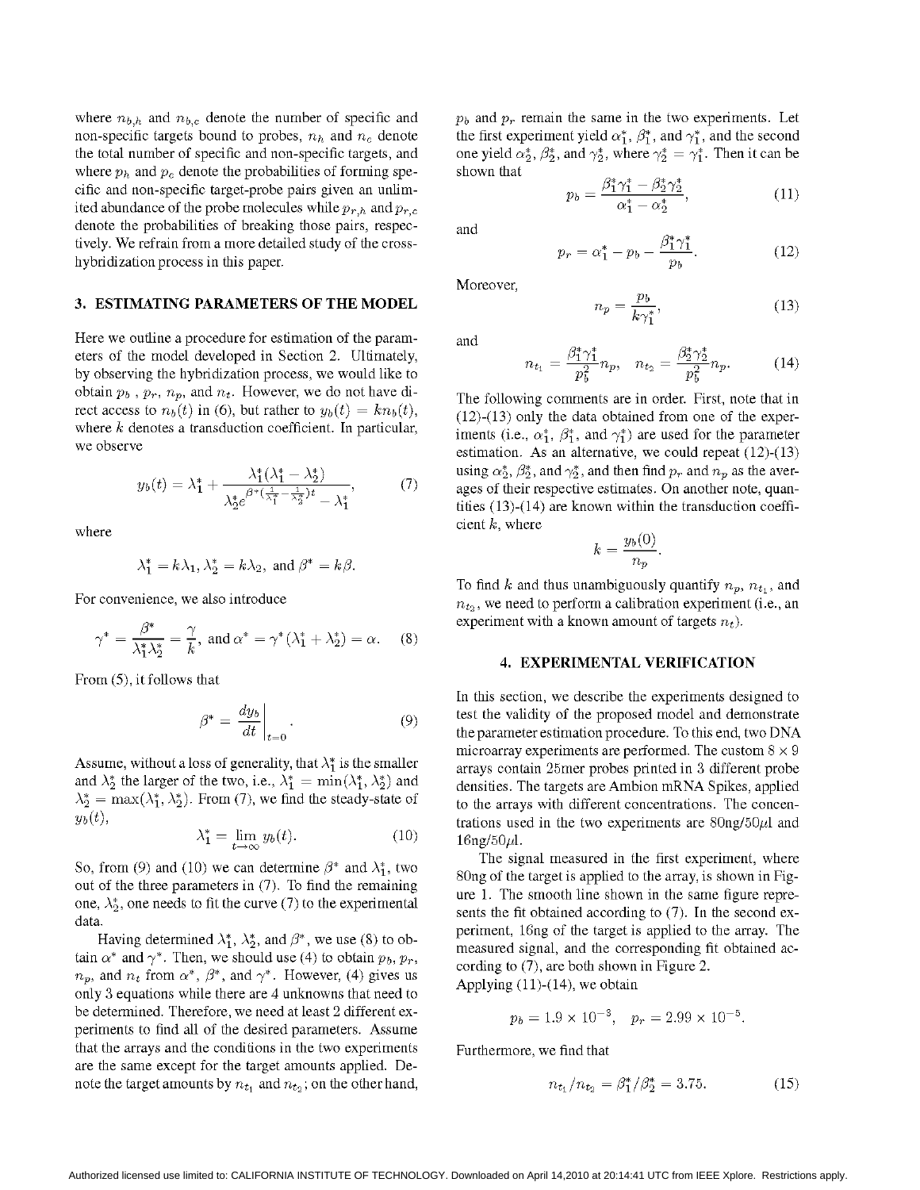where $n_{b,h}$ and $n_{b,c}$ denote the number of specific and non-specific targets bound to probes, $n_h$ and $n_c$ denote the total number of specific and non-specific targets, and where $p_h$ and $p_c$ denote the probabilities of forming specific and non-specific target-probe pairs given an unlimited abundance of the probe molecules while $p_{r,h}$ and $p_{r,c}$ denote the probabilities of breaking those pairs, respectively. We refrain from a more detailed study of the cross-hybridization process in this paper.

## 3. ESTIMATING PARAMETERS OF THE MODEL

Here we outline a procedure for estimation of the parameters of the model developed in Section 2. Ultimately, by observing the hybridization process, we would like to obtain $p_b$ , $p_r$, $n_p$, and $n_t$. However, we do not have direct access to $n_b(t)$ in (6), but rather to $y_b(t) = kn_b(t)$, where $k$ denotes a transduction coefficient. In particular, we observe

$$y_b(t) = \lambda_1^* + \frac{\lambda_1^*(\lambda_1^* - \lambda_2^*)}{\lambda_2^* e^{\beta^*(\frac{1}{\lambda_1^*} - \frac{1}{\lambda_2^*})t} - \lambda_1^*}, \qquad (7)$$

where

$$\lambda_1^* = k\lambda_1, \lambda_2^* = k\lambda_2, \text{ and } \beta^* = k\beta.$$

For convenience, we also introduce

$$\gamma^* = \frac{\beta^*}{\lambda_1^* \lambda_2^*} = \frac{\gamma}{k}, \text{ and } \alpha^* = \gamma^*(\lambda_1^* + \lambda_2^*) = \alpha. \qquad (8)$$

From (5), it follows that

$$\beta^* = \left. \frac{dy_b}{dt} \right|_{t=0}. \qquad (9)$$

Assume, without a loss of generality, that $\lambda_1^*$ is the smaller and $\lambda_2^*$ the larger of the two, i.e., $\lambda_1^* = \min(\lambda_1^*, \lambda_2^*)$ and $\lambda_2^* = \max(\lambda_1^*, \lambda_2^*)$. From (7), we find the steady-state of $y_b(t)$,

$$\lambda_1^* = \lim_{t \to \infty} y_b(t). \qquad (10)$$

So, from (9) and (10) we can determine $\beta^*$ and $\lambda_1^*$, two out of the three parameters in (7). To find the remaining one, $\lambda_2^*$, one needs to fit the curve (7) to the experimental data.

Having determined $\lambda_1^*$, $\lambda_2^*$, and $\beta^*$, we use (8) to obtain $\alpha^*$ and $\gamma^*$. Then, we should use (4) to obtain $p_b$, $p_r$, $n_p$, and $n_t$ from $\alpha^*$, $\beta^*$, and $\gamma^*$. However, (4) gives us only 3 equations while there are 4 unknowns that need to be determined. Therefore, we need at least 2 different experiments to find all of the desired parameters. Assume that the arrays and the conditions in the two experiments are the same except for the target amounts applied. Denote the target amounts by $n_{t_1}$ and $n_{t_2}$; on the other hand, $p_b$ and $p_r$ remain the same in the two experiments. Let the first experiment yield $\alpha_1^*$, $\beta_1^*$, and $\gamma_1^*$, and the second one yield $\alpha_2^*$, $\beta_2^*$, and $\gamma_2^*$, where $\gamma_2^* = \gamma_1^*$. Then it can be shown that

$$p_b = \frac{\beta_1^* \gamma_1^* - \beta_2^* \gamma_2^*}{\alpha_1^* - \alpha_2^*}, \qquad (11)$$

and

$$p_r = \alpha_1^* - p_b - \frac{\beta_1^* \gamma_1^*}{p_b}. \qquad (12)$$

Moreover,

$$n_p = \frac{p_b}{k\gamma_1^*}, \qquad (13)$$

and

$$n_{t_1} = \frac{\beta_1^* \gamma_1^*}{p_b^2} n_p, \quad n_{t_2} = \frac{\beta_2^* \gamma_2^*}{p_b^2} n_p. \qquad (14)$$

The following comments are in order. First, note that in (12)-(13) only the data obtained from one of the experiments (i.e., $\alpha_1^*$, $\beta_1^*$, and $\gamma_1^*$) are used for the parameter estimation. As an alternative, we could repeat (12)-(13) using $\alpha_2^*$, $\beta_2^*$, and $\gamma_2^*$, and then find $p_r$ and $n_p$ as the averages of their respective estimates. On another note, quantities (13)-(14) are known within the transduction coefficient $k$, where

$$k = \frac{y_b(0)}{n_p}.$$

To find $k$ and thus unambiguously quantify $n_p$, $n_{t_1}$, and $n_{t_2}$, we need to perform a calibration experiment (i.e., an experiment with a known amount of targets $n_t$).

## 4. EXPERIMENTAL VERIFICATION

In this section, we describe the experiments designed to test the validity of the proposed model and demonstrate the parameter estimation procedure. To this end, two DNA microarray experiments are performed. The custom $8 \times 9$ arrays contain 25mer probes printed in 3 different probe densities. The targets are Ambion mRNA Spikes, applied to the arrays with different concentrations. The concentrations used in the two experiments are 80ng/50$\mu$l and 16ng/50$\mu$l.

The signal measured in the first experiment, where 80ng of the target is applied to the array, is shown in Figure 1. The smooth line shown in the same figure represents the fit obtained according to (7). In the second experiment, 16ng of the target is applied to the array. The measured signal, and the corresponding fit obtained according to (7), are both shown in Figure 2.

Applying (11)-(14), we obtain

$$p_b = 1.9 \times 10^{-3}, \quad p_r = 2.99 \times 10^{-5}.$$

Furthermore, we find that

$$n_{t_1}/n_{t_2} = \beta_1^*/\beta_2^* = 3.75. \qquad (15)$$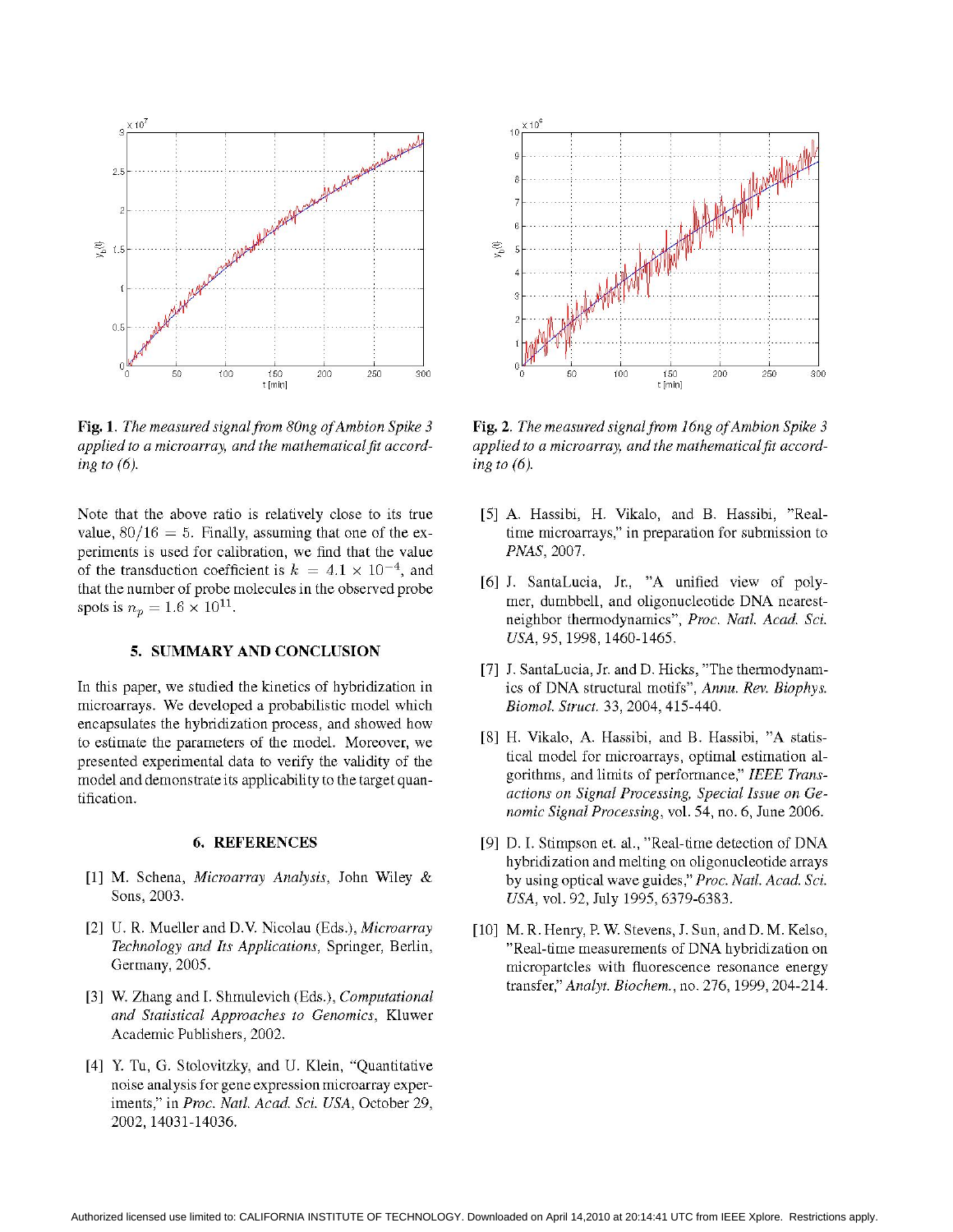$\times 10^7$

3

2.5

2

1.5

1

0.5

0

$y_b(t)$

0 50 100 150 200 250 300

t [min]

**Fig. 1**. *The measured signal from 80ng of Ambion Spike 3 applied to a microarray, and the mathematical fit according to (6).*

$\times 10^6$

10

9

8

7

6

5

4

3

2

1

0

$y_b(t)$

0 50 100 150 200 250 300

t [min]

**Fig. 2**. *The measured signal from 16ng of Ambion Spike 3 applied to a microarray, and the mathematical fit according to (6).*

Note that the above ratio is relatively close to its true value, $80/16 = 5$. Finally, assuming that one of the experiments is used for calibration, we find that the value of the transduction coefficient is $k = 4.1 \times 10^{-4}$, and that the number of probe molecules in the observed probe spots is $n_p = 1.6 \times 10^{11}$.

## 5. SUMMARY AND CONCLUSION

In this paper, we studied the kinetics of hybridization in microarrays. We developed a probabilistic model which encapsulates the hybridization process, and showed how to estimate the parameters of the model. Moreover, we presented experimental data to verify the validity of the model and demonstrate its applicability to the target quantification.

## 6. REFERENCES

[1] M. Schena, *Microarray Analysis*, John Wiley & Sons, 2003.

[2] U. R. Mueller and D.V. Nicolau (Eds.), *Microarray Technology and Its Applications*, Springer, Berlin, Germany, 2005.

[3] W. Zhang and I. Shmulevich (Eds.), *Computational and Statistical Approaches to Genomics*, Kluwer Academic Publishers, 2002.

[4] Y. Tu, G. Stolovitzky, and U. Klein, "Quantitative noise analysis for gene expression microarray experiments," in *Proc. Natl. Acad. Sci. USA*, October 29, 2002, 14031-14036.

[5] A. Hassibi, H. Vikalo, and B. Hassibi, "Real-time microarrays," in preparation for submission to *PNAS*, 2007.

[6] J. SantaLucia, Jr., "A unified view of polymer, dumbbell, and oligonucleotide DNA nearest-neighbor thermodynamics", *Proc. Natl. Acad. Sci. USA*, 95, 1998, 1460-1465.

[7] J. SantaLucia, Jr. and D. Hicks, "The thermodynamics of DNA structural motifs", *Annu. Rev. Biophys. Biomol. Struct.* 33, 2004, 415-440.

[8] H. Vikalo, A. Hassibi, and B. Hassibi, "A statistical model for microarrays, optimal estimation algorithms, and limits of performance," *IEEE Transactions on Signal Processing, Special Issue on Genomic Signal Processing*, vol. 54, no. 6, June 2006.

[9] D. I. Stimpson et. al., "Real-time detection of DNA hybridization and melting on oligonucleotide arrays by using optical wave guides," *Proc. Natl. Acad. Sci. USA*, vol. 92, July 1995, 6379-6383.

[10] M. R. Henry, P. W. Stevens, J. Sun, and D. M. Kelso, "Real-time measurements of DNA hybridization on micropartcles with fluorescence resonance energy transfer," *Analyt. Biochem.*, no. 276, 1999, 204-214.